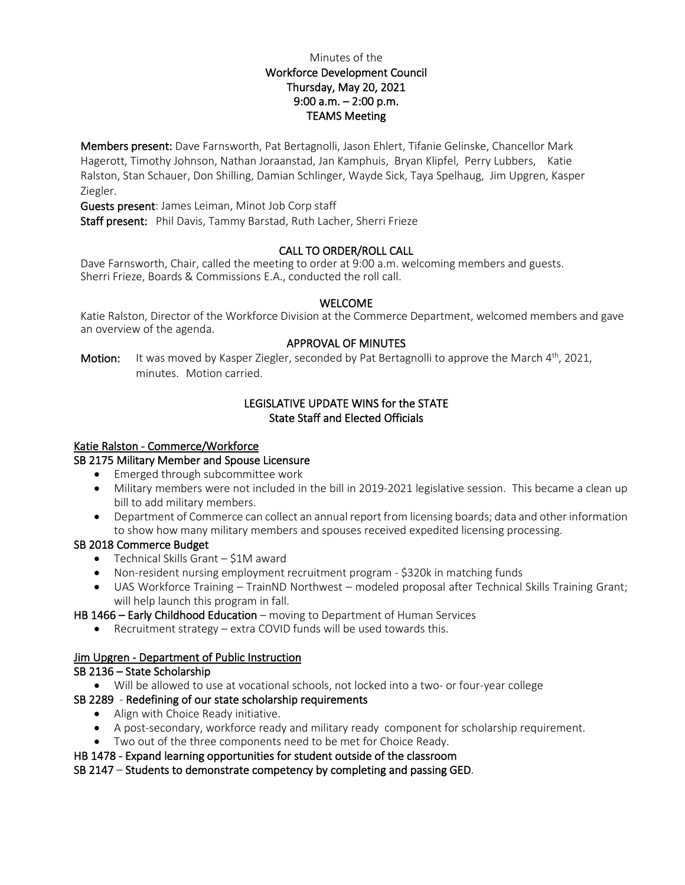Minutes of the

**Workforce Development Council**
**Thursday, May 20, 2021**
**9:00 a.m. – 2:00 p.m.**
**TEAMS Meeting**

**Members present:** Dave Farnsworth, Pat Bertagnolli, Jason Ehlert, Tifanie Gelinske, Chancellor Mark Hagerott, Timothy Johnson, Nathan Joraanstad, Jan Kamphuis, Bryan Klipfel, Perry Lubbers, Katie Ralston, Stan Schauer, Don Shilling, Damian Schlinger, Wayde Sick, Taya Spelhaug, Jim Upgren, Kasper Ziegler.

**Guests present**: James Leiman, Minot Job Corp staff

**Staff present:** Phil Davis, Tammy Barstad, Ruth Lacher, Sherri Frieze

## CALL TO ORDER/ROLL CALL

Dave Farnsworth, Chair, called the meeting to order at 9:00 a.m. welcoming members and guests. Sherri Frieze, Boards & Commissions E.A., conducted the roll call.

## WELCOME

Katie Ralston, Director of the Workforce Division at the Commerce Department, welcomed members and gave an overview of the agenda.

## APPROVAL OF MINUTES

**Motion:** It was moved by Kasper Ziegler, seconded by Pat Bertagnolli to approve the March 4th, 2021, minutes. Motion carried.

## LEGISLATIVE UPDATE WINS for the STATE
## State Staff and Elected Officials

### Katie Ralston - Commerce/Workforce

**SB 2175 Military Member and Spouse Licensure**

- Emerged through subcommittee work
- Military members were not included in the bill in 2019-2021 legislative session. This became a clean up bill to add military members.
- Department of Commerce can collect an annual report from licensing boards; data and other information to show how many military members and spouses received expedited licensing processing.

**SB 2018 Commerce Budget**

- Technical Skills Grant – $1M award
- Non-resident nursing employment recruitment program - $320k in matching funds
- UAS Workforce Training – TrainND Northwest – modeled proposal after Technical Skills Training Grant; will help launch this program in fall.

**HB 1466 – Early Childhood Education** – moving to Department of Human Services

- Recruitment strategy – extra COVID funds will be used towards this.

### Jim Upgren - Department of Public Instruction

**SB 2136 – State Scholarship**

- Will be allowed to use at vocational schools, not locked into a two- or four-year college

**SB 2289 - Redefining of our state scholarship requirements**

- Align with Choice Ready initiative.
- A post-secondary, workforce ready and military ready component for scholarship requirement.
- Two out of the three components need to be met for Choice Ready.

**HB 1478 - Expand learning opportunities for student outside of the classroom**

**SB 2147 – Students to demonstrate competency by completing and passing GED**.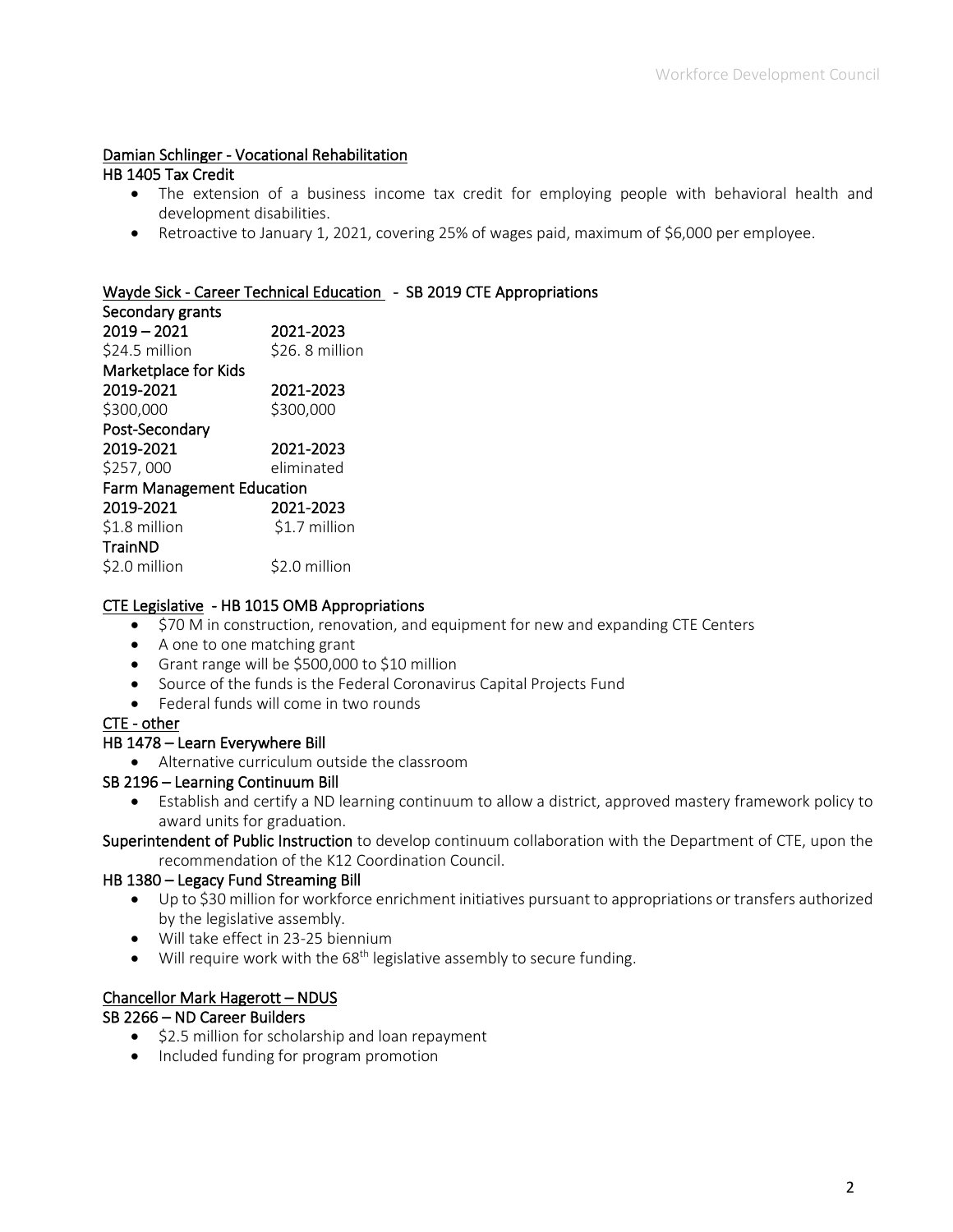### Damian Schlinger - Vocational Rehabilitation

**HB 1405 Tax Credit**

- The extension of a business income tax credit for employing people with behavioral health and development disabilities.
- Retroactive to January 1, 2021, covering 25% of wages paid, maximum of $6,000 per employee.

### Wayde Sick - Career Technical Education - SB 2019 CTE Appropriations

| Secondary grants | |
|---|---|
| **2019 – 2021** | **2021-2023** |
| $24.5 million | $26. 8 million |
| **Marketplace for Kids** | |
| **2019-2021** | **2021-2023** |
| $300,000 | $300,000 |
| **Post-Secondary** | |
| **2019-2021** | **2021-2023** |
| $257, 000 | eliminated |
| **Farm Management Education** | |
| **2019-2021** | **2021-2023** |
| $1.8 million | $1.7 million |
| **TrainND** | |
| $2.0 million | $2.0 million |

### CTE Legislative - HB 1015 OMB Appropriations

- $70 M in construction, renovation, and equipment for new and expanding CTE Centers
- A one to one matching grant
- Grant range will be $500,000 to $10 million
- Source of the funds is the Federal Coronavirus Capital Projects Fund
- Federal funds will come in two rounds

### CTE - other

**HB 1478 – Learn Everywhere Bill**

- Alternative curriculum outside the classroom

**SB 2196 – Learning Continuum Bill**

- Establish and certify a ND learning continuum to allow a district, approved mastery framework policy to award units for graduation.

**Superintendent of Public Instruction** to develop continuum collaboration with the Department of CTE, upon the recommendation of the K12 Coordination Council.

**HB 1380 – Legacy Fund Streaming Bill**

- Up to $30 million for workforce enrichment initiatives pursuant to appropriations or transfers authorized by the legislative assembly.
- Will take effect in 23-25 biennium
- Will require work with the 68th legislative assembly to secure funding.

### Chancellor Mark Hagerott – NDUS

**SB 2266 – ND Career Builders**

- $2.5 million for scholarship and loan repayment
- Included funding for program promotion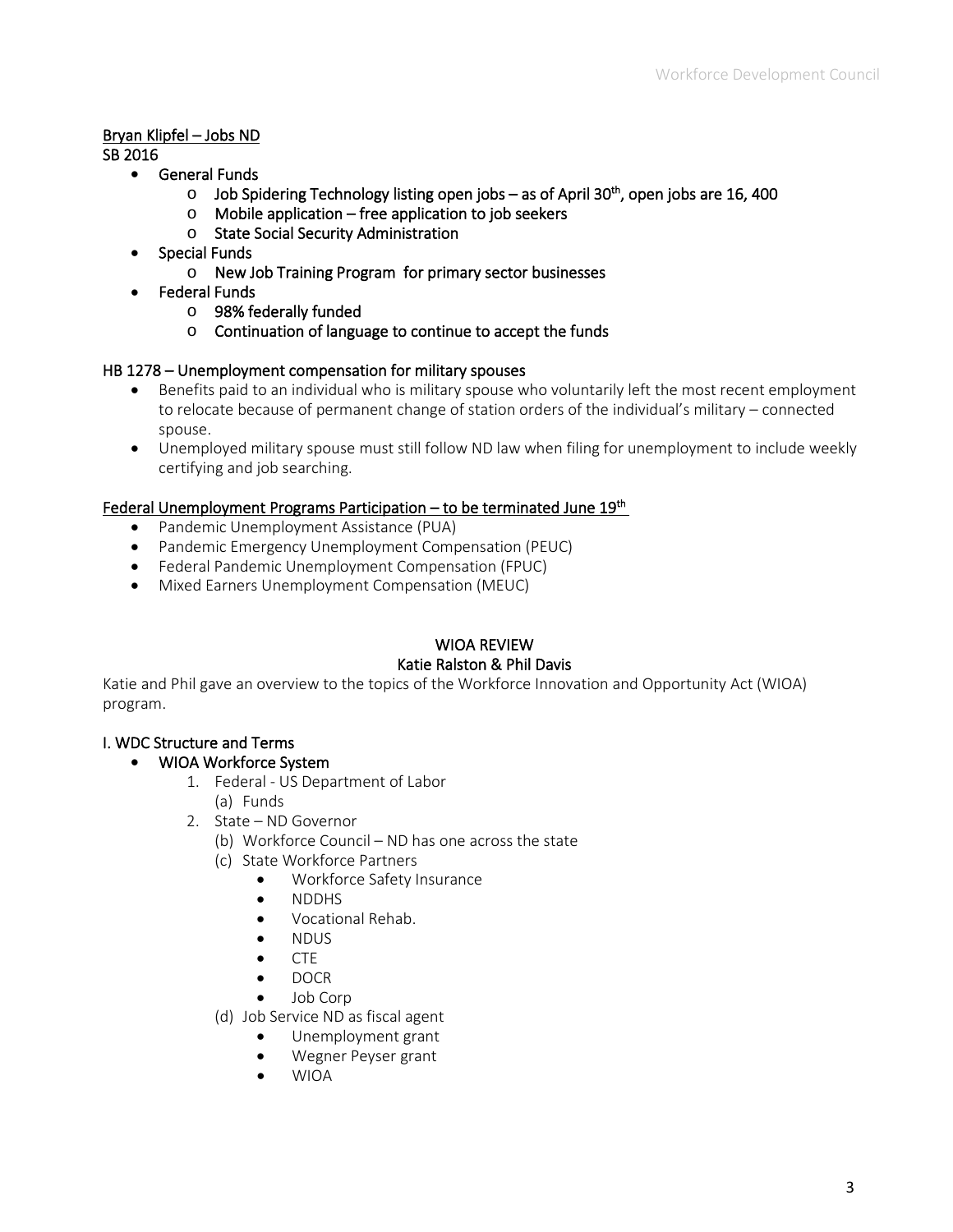<u>Bryan Klipfel – Jobs ND</u>

SB 2016

- General Funds
  - Job Spidering Technology listing open jobs – as of April 30th, open jobs are 16, 400
  - Mobile application – free application to job seekers
  - State Social Security Administration
- Special Funds
  - New Job Training Program for primary sector businesses
- Federal Funds
  - 98% federally funded
  - Continuation of language to continue to accept the funds

<u>HB 1278 – Unemployment compensation for military spouses</u>

- Benefits paid to an individual who is military spouse who voluntarily left the most recent employment to relocate because of permanent change of station orders of the individual's military – connected spouse.
- Unemployed military spouse must still follow ND law when filing for unemployment to include weekly certifying and job searching.

<u>Federal Unemployment Programs Participation – to be terminated June 19th</u>

- Pandemic Unemployment Assistance (PUA)
- Pandemic Emergency Unemployment Compensation (PEUC)
- Federal Pandemic Unemployment Compensation (FPUC)
- Mixed Earners Unemployment Compensation (MEUC)

## WIOA REVIEW

### Katie Ralston & Phil Davis

Katie and Phil gave an overview to the topics of the Workforce Innovation and Opportunity Act (WIOA) program.

<u>I. WDC Structure and Terms</u>

- WIOA Workforce System
  1. Federal - US Department of Labor
     (a) Funds
  2. State – ND Governor
     (b) Workforce Council – ND has one across the state
     (c) State Workforce Partners
     - Workforce Safety Insurance
     - NDDHS
     - Vocational Rehab.
     - NDUS
     - CTE
     - DOCR
     - Job Corp

     (d) Job Service ND as fiscal agent
     - Unemployment grant
     - Wegner Peyser grant
     - WIOA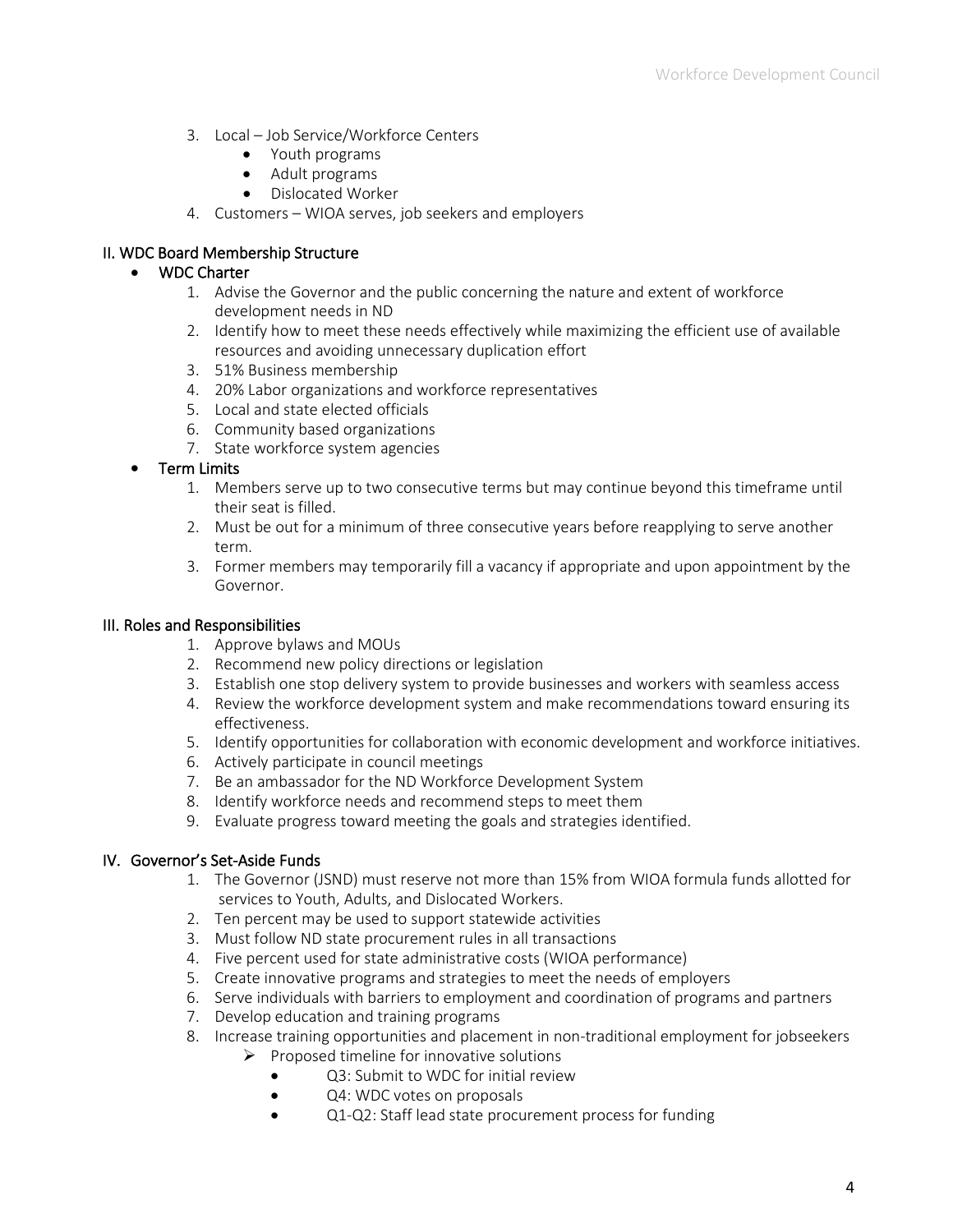3. Local – Job Service/Workforce Centers
    - Youth programs
    - Adult programs
    - Dislocated Worker
4. Customers – WIOA serves, job seekers and employers

## II. WDC Board Membership Structure

- **WDC Charter**
    1. Advise the Governor and the public concerning the nature and extent of workforce development needs in ND
    2. Identify how to meet these needs effectively while maximizing the efficient use of available resources and avoiding unnecessary duplication effort
    3. 51% Business membership
    4. 20% Labor organizations and workforce representatives
    5. Local and state elected officials
    6. Community based organizations
    7. State workforce system agencies
- **Term Limits**
    1. Members serve up to two consecutive terms but may continue beyond this timeframe until their seat is filled.
    2. Must be out for a minimum of three consecutive years before reapplying to serve another term.
    3. Former members may temporarily fill a vacancy if appropriate and upon appointment by the Governor.

## III. Roles and Responsibilities

1. Approve bylaws and MOUs
2. Recommend new policy directions or legislation
3. Establish one stop delivery system to provide businesses and workers with seamless access
4. Review the workforce development system and make recommendations toward ensuring its effectiveness.
5. Identify opportunities for collaboration with economic development and workforce initiatives.
6. Actively participate in council meetings
7. Be an ambassador for the ND Workforce Development System
8. Identify workforce needs and recommend steps to meet them
9. Evaluate progress toward meeting the goals and strategies identified.

## IV. Governor's Set-Aside Funds

1. The Governor (JSND) must reserve not more than 15% from WIOA formula funds allotted for services to Youth, Adults, and Dislocated Workers.
2. Ten percent may be used to support statewide activities
3. Must follow ND state procurement rules in all transactions
4. Five percent used for state administrative costs (WIOA performance)
5. Create innovative programs and strategies to meet the needs of employers
6. Serve individuals with barriers to employment and coordination of programs and partners
7. Develop education and training programs
8. Increase training opportunities and placement in non-traditional employment for jobseekers
    - Proposed timeline for innovative solutions
        - Q3: Submit to WDC for initial review
        - Q4: WDC votes on proposals
        - Q1-Q2: Staff lead state procurement process for funding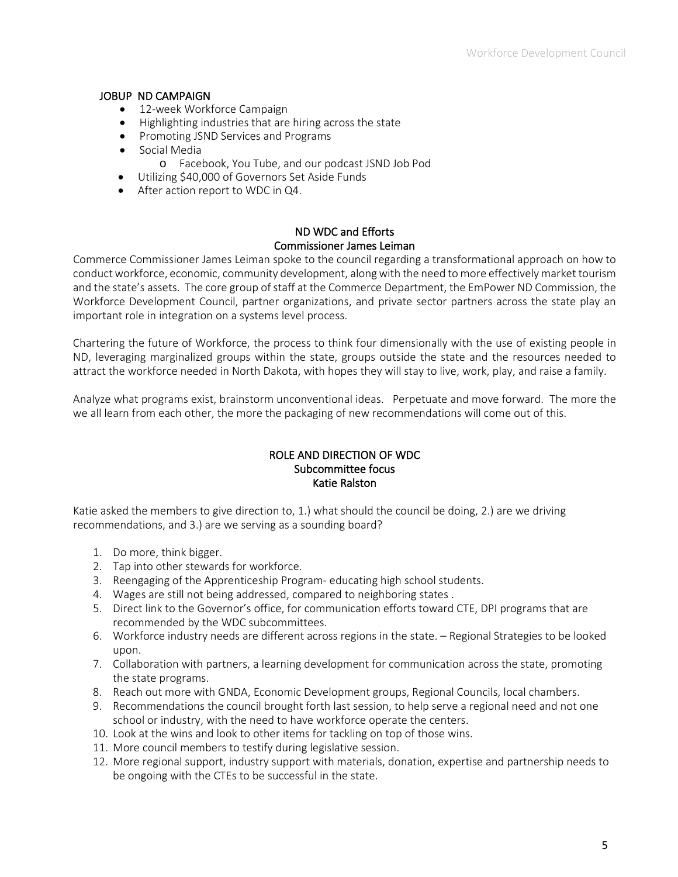## JOBUP ND CAMPAIGN

- 12-week Workforce Campaign
- Highlighting industries that are hiring across the state
- Promoting JSND Services and Programs
- Social Media
  - Facebook, You Tube, and our podcast JSND Job Pod
- Utilizing $40,000 of Governors Set Aside Funds
- After action report to WDC in Q4.

## ND WDC and Efforts
### Commissioner James Leiman

Commerce Commissioner James Leiman spoke to the council regarding a transformational approach on how to conduct workforce, economic, community development, along with the need to more effectively market tourism and the state's assets. The core group of staff at the Commerce Department, the EmPower ND Commission, the Workforce Development Council, partner organizations, and private sector partners across the state play an important role in integration on a systems level process.

Chartering the future of Workforce, the process to think four dimensionally with the use of existing people in ND, leveraging marginalized groups within the state, groups outside the state and the resources needed to attract the workforce needed in North Dakota, with hopes they will stay to live, work, play, and raise a family.

Analyze what programs exist, brainstorm unconventional ideas. Perpetuate and move forward. The more the we all learn from each other, the more the packaging of new recommendations will come out of this.

## ROLE AND DIRECTION OF WDC
### Subcommittee focus
### Katie Ralston

Katie asked the members to give direction to, 1.) what should the council be doing, 2.) are we driving recommendations, and 3.) are we serving as a sounding board?

1. Do more, think bigger.
2. Tap into other stewards for workforce.
3. Reengaging of the Apprenticeship Program- educating high school students.
4. Wages are still not being addressed, compared to neighboring states .
5. Direct link to the Governor's office, for communication efforts toward CTE, DPI programs that are recommended by the WDC subcommittees.
6. Workforce industry needs are different across regions in the state. – Regional Strategies to be looked upon.
7. Collaboration with partners, a learning development for communication across the state, promoting the state programs.
8. Reach out more with GNDA, Economic Development groups, Regional Councils, local chambers.
9. Recommendations the council brought forth last session, to help serve a regional need and not one school or industry, with the need to have workforce operate the centers.
10. Look at the wins and look to other items for tackling on top of those wins.
11. More council members to testify during legislative session.
12. More regional support, industry support with materials, donation, expertise and partnership needs to be ongoing with the CTEs to be successful in the state.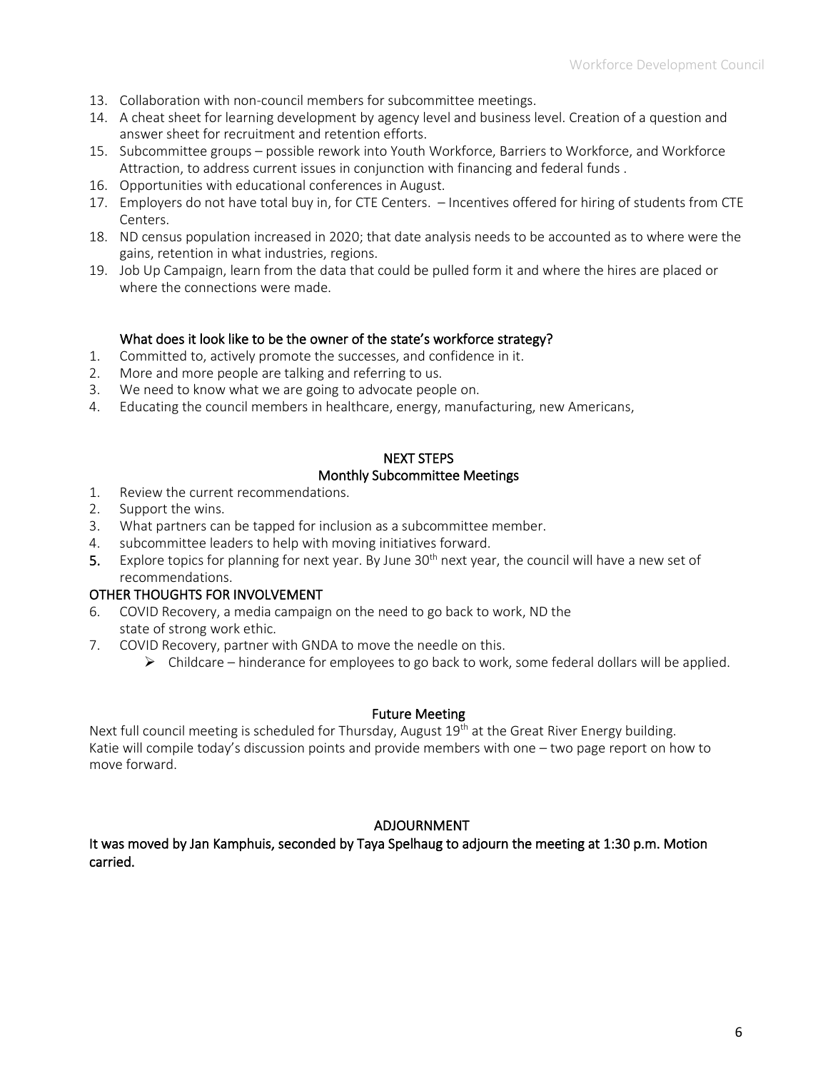13. Collaboration with non-council members for subcommittee meetings.
14. A cheat sheet for learning development by agency level and business level. Creation of a question and answer sheet for recruitment and retention efforts.
15. Subcommittee groups – possible rework into Youth Workforce, Barriers to Workforce, and Workforce Attraction, to address current issues in conjunction with financing and federal funds .
16. Opportunities with educational conferences in August.
17. Employers do not have total buy in, for CTE Centers. – Incentives offered for hiring of students from CTE Centers.
18. ND census population increased in 2020; that date analysis needs to be accounted as to where were the gains, retention in what industries, regions.
19. Job Up Campaign, learn from the data that could be pulled form it and where the hires are placed or where the connections were made.

### What does it look like to be the owner of the state's workforce strategy?

1. Committed to, actively promote the successes, and confidence in it.
2. More and more people are talking and referring to us.
3. We need to know what we are going to advocate people on.
4. Educating the council members in healthcare, energy, manufacturing, new Americans,

## NEXT STEPS

### Monthly Subcommittee Meetings

1. Review the current recommendations.
2. Support the wins.
3. What partners can be tapped for inclusion as a subcommittee member.
4. subcommittee leaders to help with moving initiatives forward.
5. Explore topics for planning for next year. By June 30th next year, the council will have a new set of recommendations.

### OTHER THOUGHTS FOR INVOLVEMENT

6. COVID Recovery, a media campaign on the need to go back to work, ND the state of strong work ethic.
7. COVID Recovery, partner with GNDA to move the needle on this.
   - Childcare – hinderance for employees to go back to work, some federal dollars will be applied.

### Future Meeting

Next full council meeting is scheduled for Thursday, August 19th at the Great River Energy building. Katie will compile today's discussion points and provide members with one – two page report on how to move forward.

## ADJOURNMENT

**It was moved by Jan Kamphuis, seconded by Taya Spelhaug to adjourn the meeting at 1:30 p.m. Motion carried.**